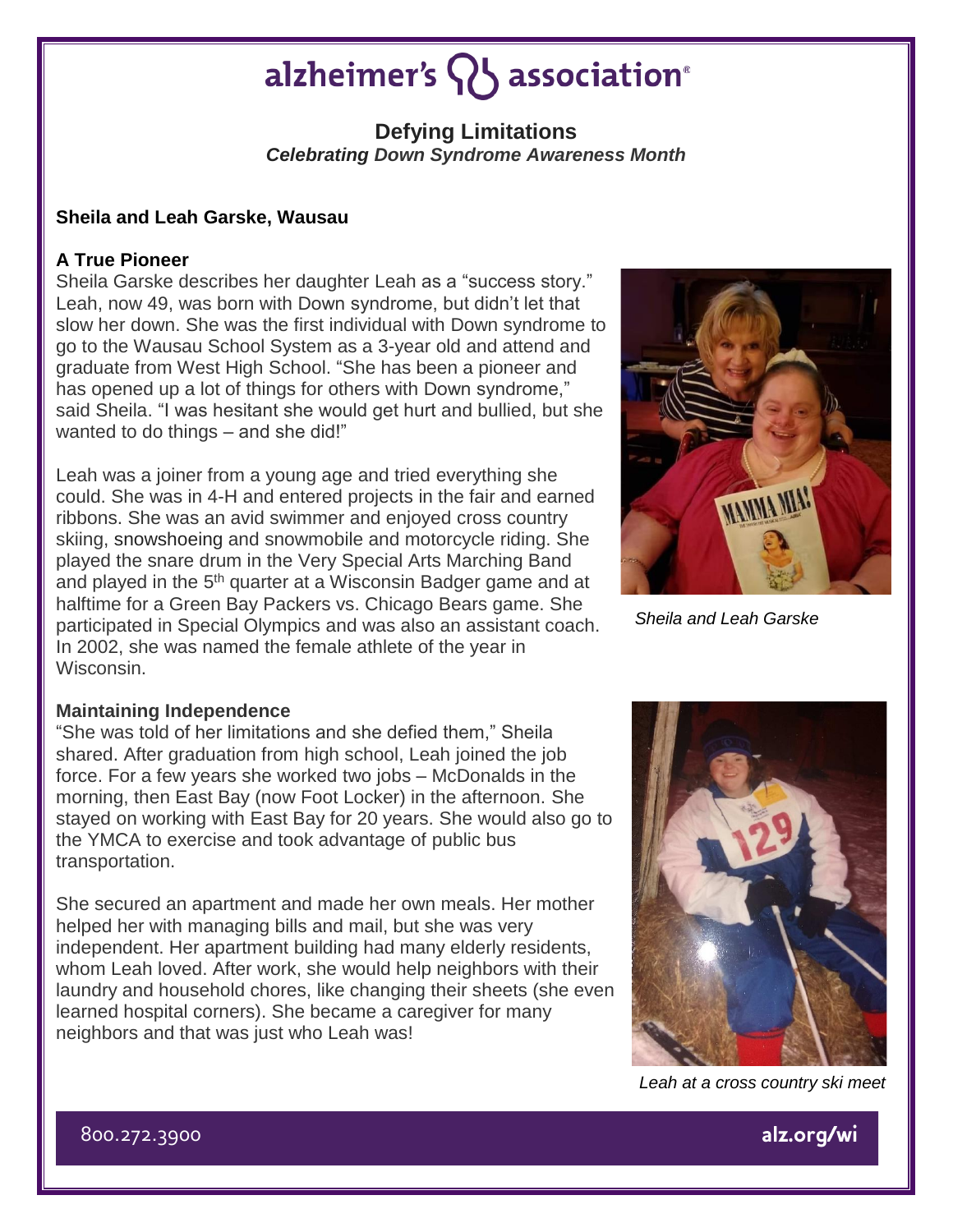# alzheimer's association

## Defying Limitations

***Celebrating Down Syndrome Awareness Month***

**Sheila and Leah Garske, Wausau**

### A True Pioneer

Sheila Garske describes her daughter Leah as a "success story." Leah, now 49, was born with Down syndrome, but didn't let that slow her down. She was the first individual with Down syndrome to go to the Wausau School System as a 3-year old and attend and graduate from West High School. "She has been a pioneer and has opened up a lot of things for others with Down syndrome," said Sheila. "I was hesitant she would get hurt and bullied, but she wanted to do things – and she did!"

Leah was a joiner from a young age and tried everything she could. She was in 4-H and entered projects in the fair and earned ribbons. She was an avid swimmer and enjoyed cross country skiing, snowshoeing and snowmobile and motorcycle riding. She played the snare drum in the Very Special Arts Marching Band and played in the 5th quarter at a Wisconsin Badger game and at halftime for a Green Bay Packers vs. Chicago Bears game. She participated in Special Olympics and was also an assistant coach. In 2002, she was named the female athlete of the year in Wisconsin.

*Sheila and Leah Garske*

### Maintaining Independence

"She was told of her limitations and she defied them," Sheila shared. After graduation from high school, Leah joined the job force. For a few years she worked two jobs – McDonalds in the morning, then East Bay (now Foot Locker) in the afternoon. She stayed on working with East Bay for 20 years. She would also go to the YMCA to exercise and took advantage of public bus transportation.

She secured an apartment and made her own meals. Her mother helped her with managing bills and mail, but she was very independent. Her apartment building had many elderly residents, whom Leah loved. After work, she would help neighbors with their laundry and household chores, like changing their sheets (she even learned hospital corners). She became a caregiver for many neighbors and that was just who Leah was!

*Leah at a cross country ski meet*

800.272.3900 alz.org/wi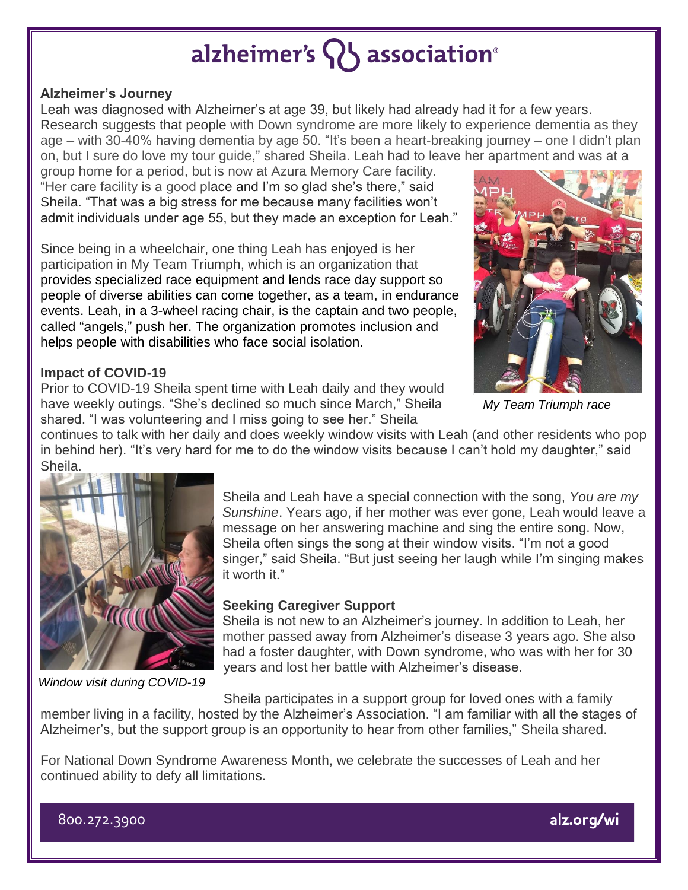# alzheimer's association®

**Alzheimer's Journey**

Leah was diagnosed with Alzheimer's at age 39, but likely had already had it for a few years. Research suggests that people with Down syndrome are more likely to experience dementia as they age – with 30-40% having dementia by age 50. "It's been a heart-breaking journey – one I didn't plan on, but I sure do love my tour guide," shared Sheila. Leah had to leave her apartment and was at a group home for a period, but is now at Azura Memory Care facility. "Her care facility is a good place and I'm so glad she's there," said Sheila. "That was a big stress for me because many facilities won't admit individuals under age 55, but they made an exception for Leah."

Since being in a wheelchair, one thing Leah has enjoyed is her participation in My Team Triumph, which is an organization that provides specialized race equipment and lends race day support so people of diverse abilities can come together, as a team, in endurance events. Leah, in a 3-wheel racing chair, is the captain and two people, called "angels," push her. The organization promotes inclusion and helps people with disabilities who face social isolation.

*My Team Triumph race*

**Impact of COVID-19**

Prior to COVID-19 Sheila spent time with Leah daily and they would have weekly outings. "She's declined so much since March," Sheila shared. "I was volunteering and I miss going to see her." Sheila continues to talk with her daily and does weekly window visits with Leah (and other residents who pop in behind her). "It's very hard for me to do the window visits because I can't hold my daughter," said Sheila.

Sheila and Leah have a special connection with the song, *You are my Sunshine*. Years ago, if her mother was ever gone, Leah would leave a message on her answering machine and sing the entire song. Now, Sheila often sings the song at their window visits. "I'm not a good singer," said Sheila. "But just seeing her laugh while I'm singing makes it worth it."

*Window visit during COVID-19*

**Seeking Caregiver Support**

Sheila is not new to an Alzheimer's journey. In addition to Leah, her mother passed away from Alzheimer's disease 3 years ago. She also had a foster daughter, with Down syndrome, who was with her for 30 years and lost her battle with Alzheimer's disease.

Sheila participates in a support group for loved ones with a family member living in a facility, hosted by the Alzheimer's Association. "I am familiar with all the stages of Alzheimer's, but the support group is an opportunity to hear from other families," Sheila shared.

For National Down Syndrome Awareness Month, we celebrate the successes of Leah and her continued ability to defy all limitations.

800.272.3900 alz.org/wi